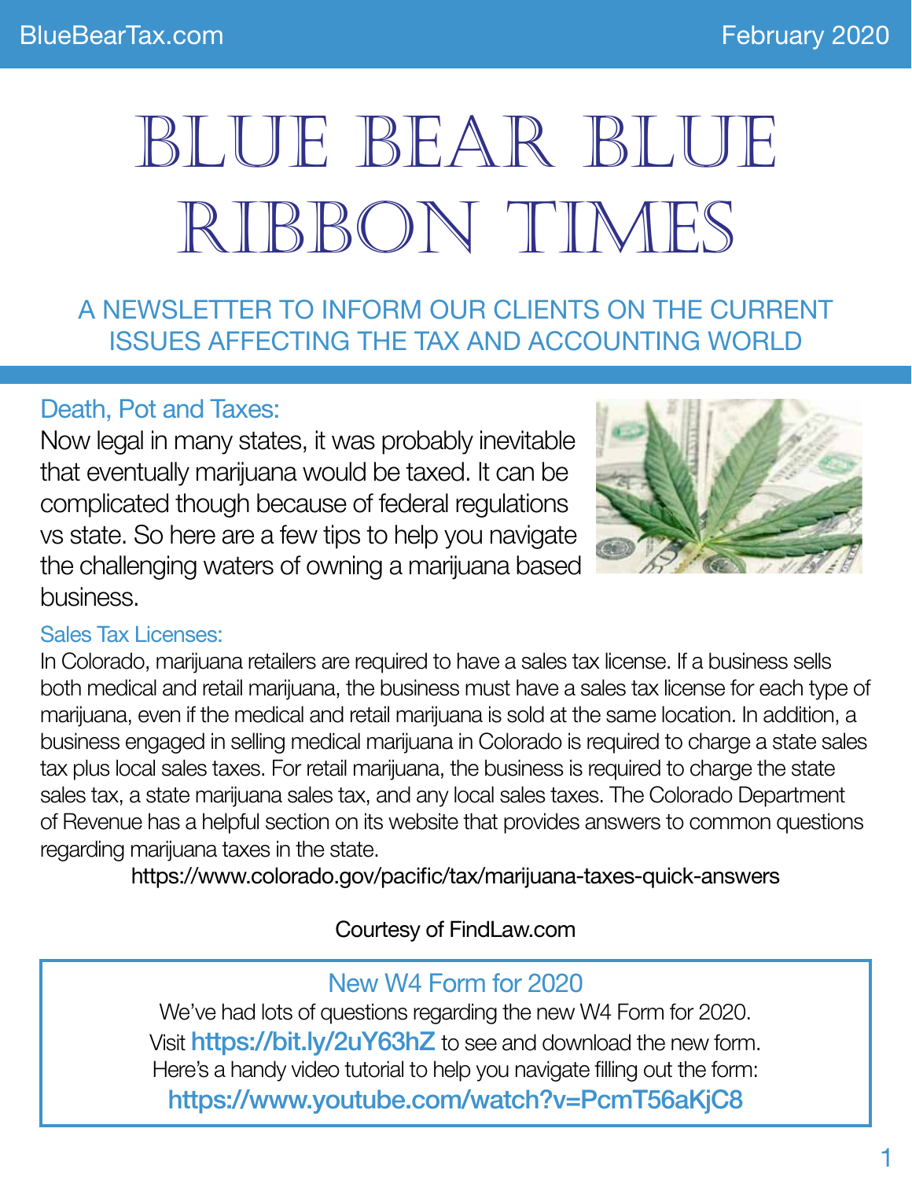# BLUE BEAR BLUE RIBBON TIMES

A NEWSLETTER TO INFORM OUR CLIENTS ON THE CURRENT ISSUES AFFECTING THE TAX AND ACCOUNTING WORLD

## Death, Pot and Taxes:

Now legal in many states, it was probably inevitable that eventually marijuana would be taxed. It can be complicated though because of federal regulations vs state. So here are a few tips to help you navigate the challenging waters of owning a marijuana based business.

### Sales Tax Licenses:

In Colorado, marijuana retailers are required to have a sales tax license. If a business sells both medical and retail marijuana, the business must have a sales tax license for each type of marijuana, even if the medical and retail marijuana is sold at the same location. In addition, a business engaged in selling medical marijuana in Colorado is required to charge a state sales tax plus local sales taxes. For retail marijuana, the business is required to charge the state sales tax, a state marijuana sales tax, and any local sales taxes. The Colorado Department of Revenue has a helpful section on its website that provides answers to common questions regarding marijuana taxes in the state.

https://www.colorado.gov/pacific/tax/marijuana-taxes-quick-answers

Courtesy of FindLaw.com

## New W4 Form for 2020

We've had lots of questions regarding the new W4 Form for 2020.
Visit **https://bit.ly/2uY63hZ** to see and download the new form.
Here's a handy video tutorial to help you navigate filling out the form:
**https://www.youtube.com/watch?v=PcmT56aKjC8**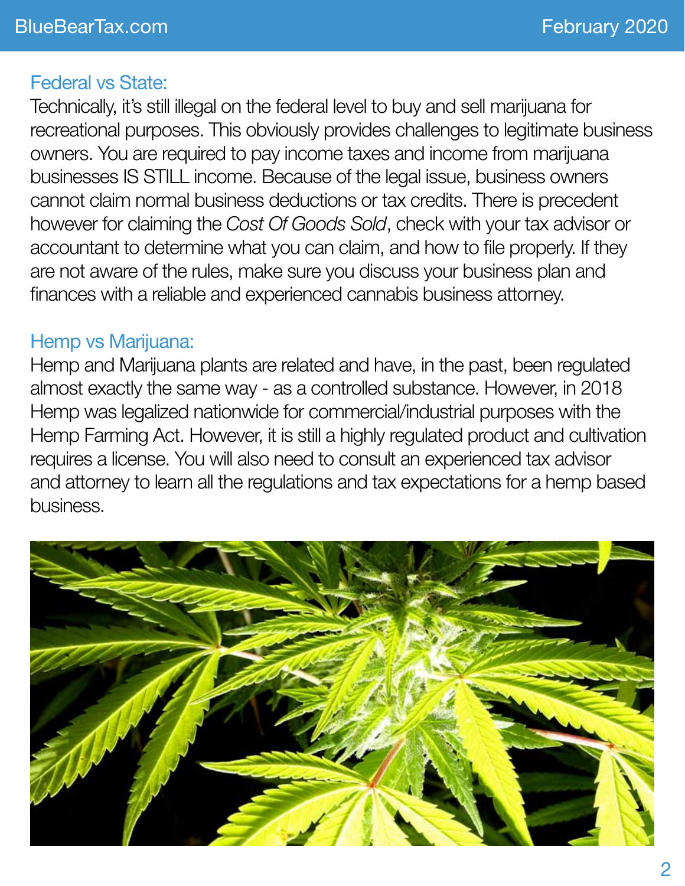## Federal vs State:

Technically, it's still illegal on the federal level to buy and sell marijuana for recreational purposes. This obviously provides challenges to legitimate business owners. You are required to pay income taxes and income from marijuana businesses IS STILL income. Because of the legal issue, business owners cannot claim normal business deductions or tax credits. There is precedent however for claiming the *Cost Of Goods Sold*, check with your tax advisor or accountant to determine what you can claim, and how to file properly. If they are not aware of the rules, make sure you discuss your business plan and finances with a reliable and experienced cannabis business attorney.

## Hemp vs Marijuana:

Hemp and Marijuana plants are related and have, in the past, been regulated almost exactly the same way - as a controlled substance. However, in 2018 Hemp was legalized nationwide for commercial/industrial purposes with the Hemp Farming Act. However, it is still a highly regulated product and cultivation requires a license. You will also need to consult an experienced tax advisor and attorney to learn all the regulations and tax expectations for a hemp based business.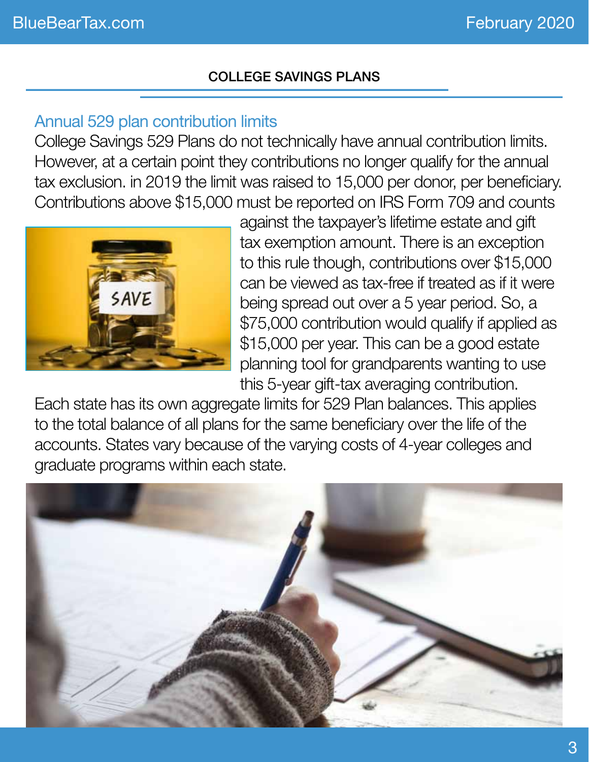COLLEGE SAVINGS PLANS

## Annual 529 plan contribution limits

College Savings 529 Plans do not technically have annual contribution limits. However, at a certain point they contributions no longer qualify for the annual tax exclusion. in 2019 the limit was raised to 15,000 per donor, per beneficiary. Contributions above $15,000 must be reported on IRS Form 709 and counts against the taxpayer's lifetime estate and gift tax exemption amount. There is an exception to this rule though, contributions over $15,000 can be viewed as tax-free if treated as if it were being spread out over a 5 year period. So, a $75,000 contribution would qualify if applied as $15,000 per year. This can be a good estate planning tool for grandparents wanting to use this 5-year gift-tax averaging contribution.

Each state has its own aggregate limits for 529 Plan balances. This applies to the total balance of all plans for the same beneficiary over the life of the accounts. States vary because of the varying costs of 4-year colleges and graduate programs within each state.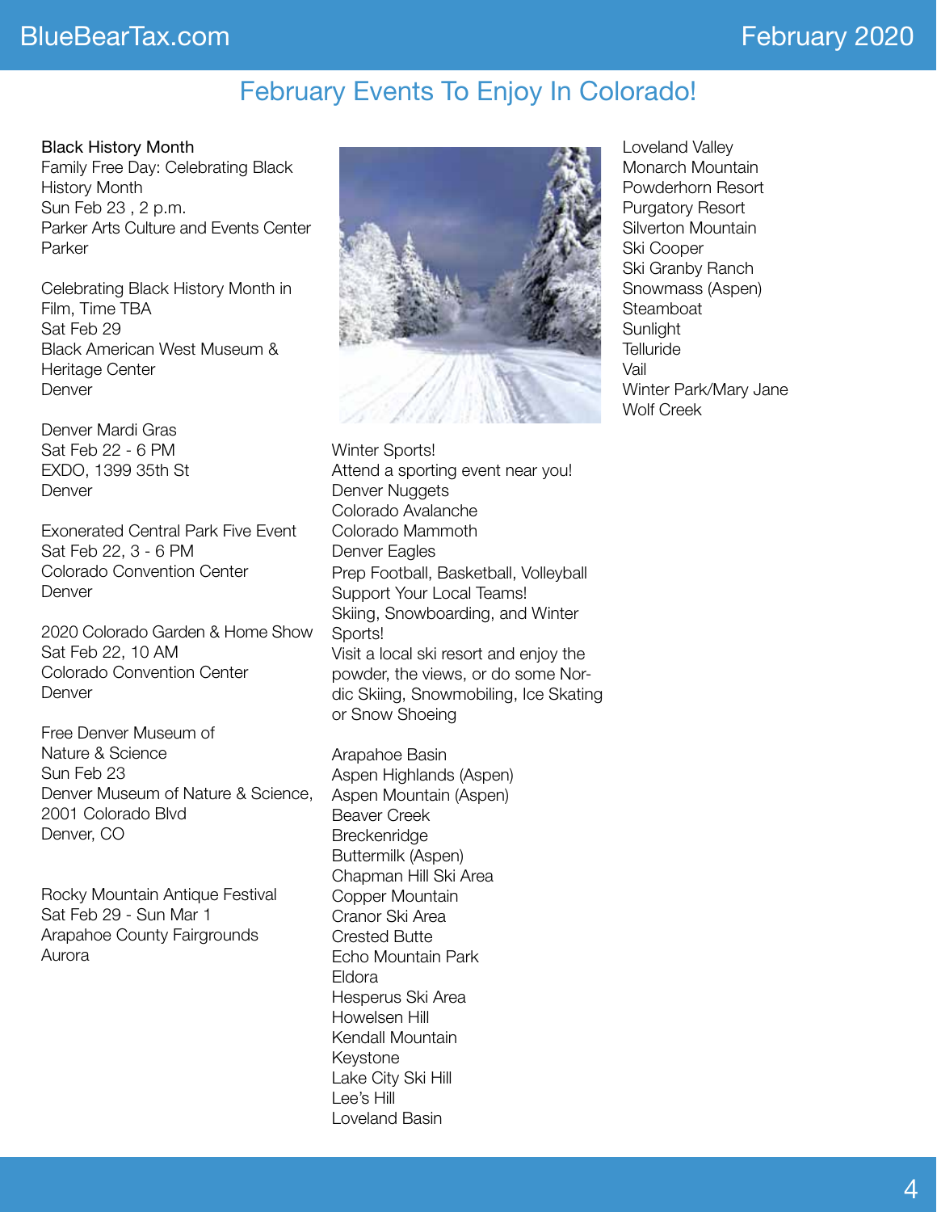# February Events To Enjoy In Colorado!

Black History Month
Family Free Day: Celebrating Black History Month
Sun Feb 23 , 2 p.m.
Parker Arts Culture and Events Center
Parker

Celebrating Black History Month in Film, Time TBA
Sat Feb 29
Black American West Museum & Heritage Center
Denver

Denver Mardi Gras
Sat Feb 22 - 6 PM
EXDO, 1399 35th St
Denver

Exonerated Central Park Five Event
Sat Feb 22, 3 - 6 PM
Colorado Convention Center
Denver

2020 Colorado Garden & Home Show
Sat Feb 22, 10 AM
Colorado Convention Center
Denver

Free Denver Museum of Nature & Science
Sun Feb 23
Denver Museum of Nature & Science, 2001 Colorado Blvd
Denver, CO

Rocky Mountain Antique Festival
Sat Feb 29 - Sun Mar 1
Arapahoe County Fairgrounds
Aurora

Winter Sports!
Attend a sporting event near you!
Denver Nuggets
Colorado Avalanche
Colorado Mammoth
Denver Eagles
Prep Football, Basketball, Volleyball
Support Your Local Teams!
Skiing, Snowboarding, and Winter Sports!
Visit a local ski resort and enjoy the powder, the views, or do some Nordic Skiing, Snowmobiling, Ice Skating or Snow Shoeing

Arapahoe Basin
Aspen Highlands (Aspen)
Aspen Mountain (Aspen)
Beaver Creek
Breckenridge
Buttermilk (Aspen)
Chapman Hill Ski Area
Copper Mountain
Cranor Ski Area
Crested Butte
Echo Mountain Park
Eldora
Hesperus Ski Area
Howelsen Hill
Kendall Mountain
Keystone
Lake City Ski Hill
Lee's Hill
Loveland Basin
Loveland Valley
Monarch Mountain
Powderhorn Resort
Purgatory Resort
Silverton Mountain
Ski Cooper
Ski Granby Ranch
Snowmass (Aspen)
Steamboat
Sunlight
Telluride
Vail
Winter Park/Mary Jane
Wolf Creek